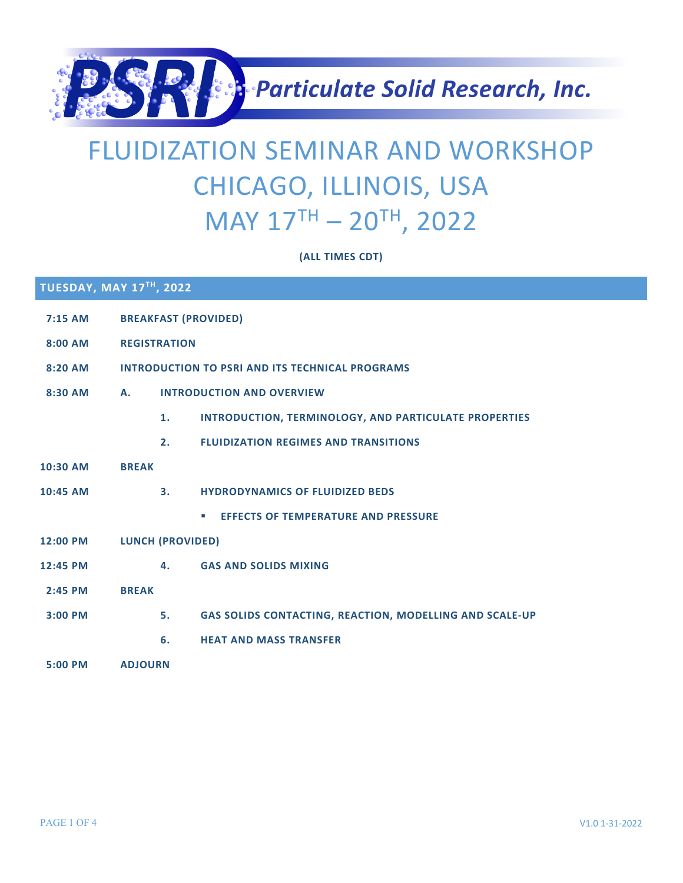**Particulate Solid Research, Inc.**

# FLUIDIZATION SEMINAR AND WORKSHOP
# CHICAGO, ILLINOIS, USA
# MAY 17TH – 20TH, 2022

**(ALL TIMES CDT)**

## TUESDAY, MAY 17TH, 2022

**7:15 AM** **BREAKFAST (PROVIDED)**

**8:00 AM** **REGISTRATION**

**8:20 AM** **INTRODUCTION TO PSRI AND ITS TECHNICAL PROGRAMS**

**8:30 AM** **A. INTRODUCTION AND OVERVIEW**

1. **INTRODUCTION, TERMINOLOGY, AND PARTICULATE PROPERTIES**
2. **FLUIDIZATION REGIMES AND TRANSITIONS**

**10:30 AM** **BREAK**

**10:45 AM**

3. **HYDRODYNAMICS OF FLUIDIZED BEDS**
   - **EFFECTS OF TEMPERATURE AND PRESSURE**

**12:00 PM** **LUNCH (PROVIDED)**

**12:45 PM**

4. **GAS AND SOLIDS MIXING**

**2:45 PM** **BREAK**

**3:00 PM**

5. **GAS SOLIDS CONTACTING, REACTION, MODELLING AND SCALE-UP**
6. **HEAT AND MASS TRANSFER**

**5:00 PM** **ADJOURN**

V1.0 1-31-2022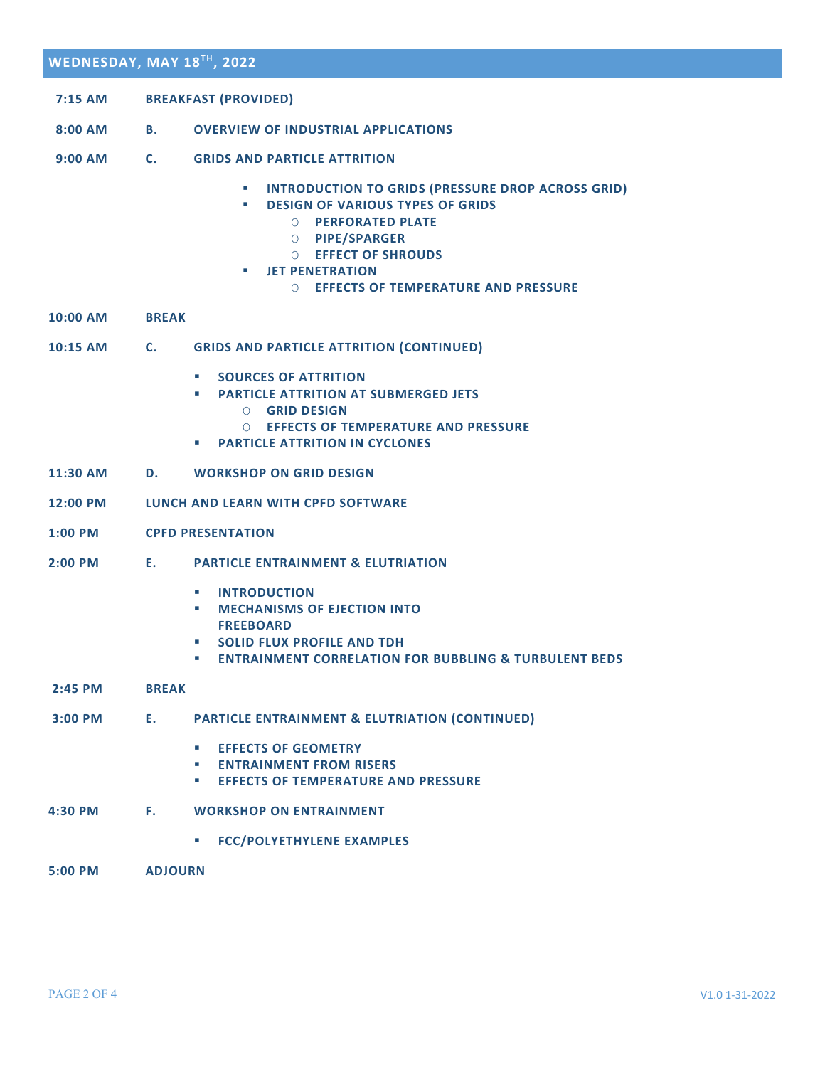## WEDNESDAY, MAY 18TH, 2022

**7:15 AM** — **BREAKFAST (PROVIDED)**

**8:00 AM** — **B. OVERVIEW OF INDUSTRIAL APPLICATIONS**

**9:00 AM** — **C. GRIDS AND PARTICLE ATTRITION**

- INTRODUCTION TO GRIDS (PRESSURE DROP ACROSS GRID)
- DESIGN OF VARIOUS TYPES OF GRIDS
  - PERFORATED PLATE
  - PIPE/SPARGER
  - EFFECT OF SHROUDS
- JET PENETRATION
  - EFFECTS OF TEMPERATURE AND PRESSURE

**10:00 AM** — **BREAK**

**10:15 AM** — **C. GRIDS AND PARTICLE ATTRITION (CONTINUED)**

- SOURCES OF ATTRITION
- PARTICLE ATTRITION AT SUBMERGED JETS
  - GRID DESIGN
  - EFFECTS OF TEMPERATURE AND PRESSURE
- PARTICLE ATTRITION IN CYCLONES

**11:30 AM** — **D. WORKSHOP ON GRID DESIGN**

**12:00 PM** — **LUNCH AND LEARN WITH CPFD SOFTWARE**

**1:00 PM** — **CPFD PRESENTATION**

**2:00 PM** — **E. PARTICLE ENTRAINMENT & ELUTRIATION**

- INTRODUCTION
- MECHANISMS OF EJECTION INTO FREEBOARD
- SOLID FLUX PROFILE AND TDH
- ENTRAINMENT CORRELATION FOR BUBBLING & TURBULENT BEDS

**2:45 PM** — **BREAK**

**3:00 PM** — **E. PARTICLE ENTRAINMENT & ELUTRIATION (CONTINUED)**

- EFFECTS OF GEOMETRY
- ENTRAINMENT FROM RISERS
- EFFECTS OF TEMPERATURE AND PRESSURE

**4:30 PM** — **F. WORKSHOP ON ENTRAINMENT**

- FCC/POLYETHYLENE EXAMPLES

**5:00 PM** — **ADJOURN**

V1.0 1-31-2022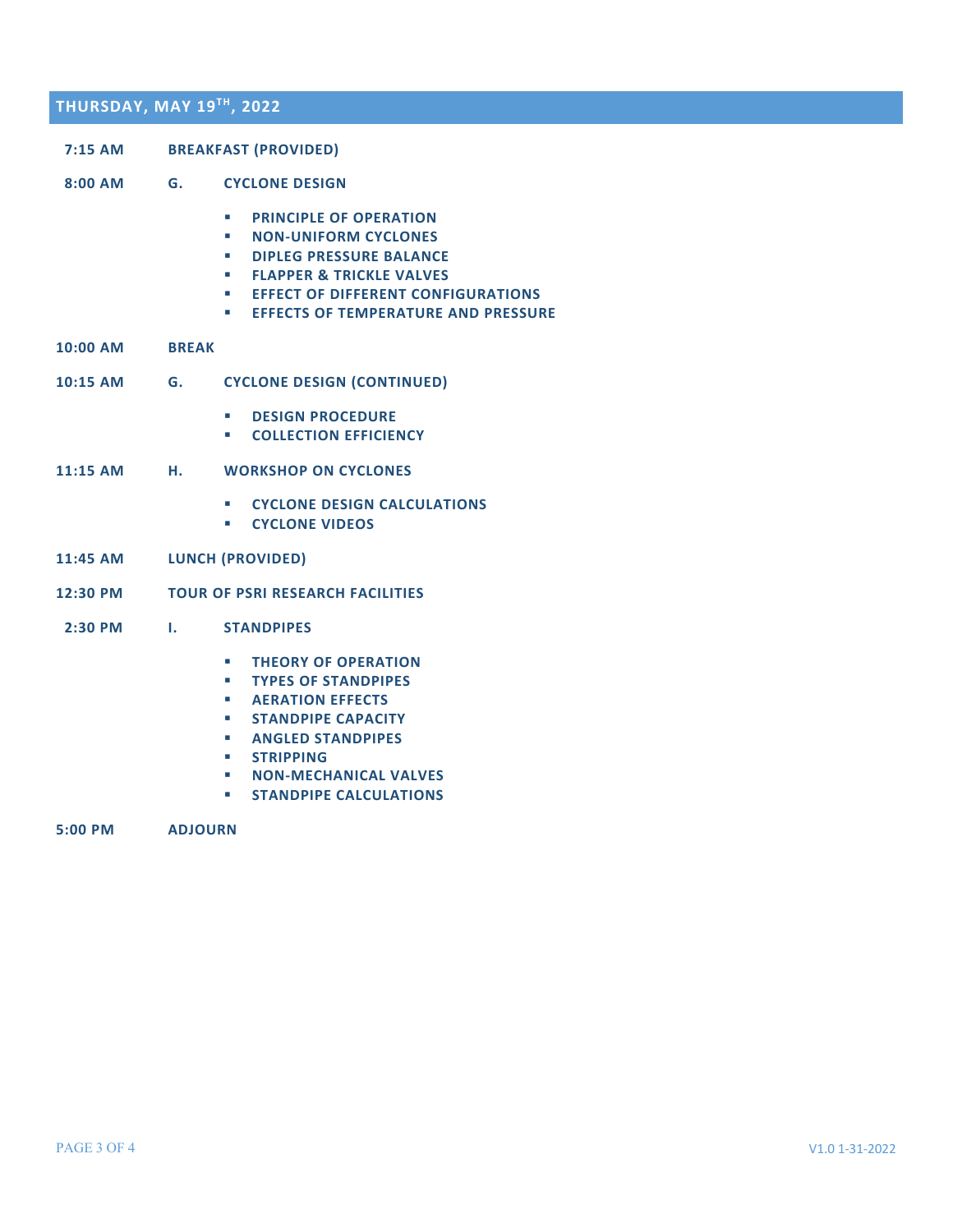## THURSDAY, MAY 19TH, 2022

**7:15 AM** **BREAKFAST (PROVIDED)**

**8:00 AM** **G. CYCLONE DESIGN**

- PRINCIPLE OF OPERATION
- NON-UNIFORM CYCLONES
- DIPLEG PRESSURE BALANCE
- FLAPPER & TRICKLE VALVES
- EFFECT OF DIFFERENT CONFIGURATIONS
- EFFECTS OF TEMPERATURE AND PRESSURE

**10:00 AM** **BREAK**

**10:15 AM** **G. CYCLONE DESIGN (CONTINUED)**

- DESIGN PROCEDURE
- COLLECTION EFFICIENCY

**11:15 AM** **H. WORKSHOP ON CYCLONES**

- CYCLONE DESIGN CALCULATIONS
- CYCLONE VIDEOS

**11:45 AM** **LUNCH (PROVIDED)**

**12:30 PM** **TOUR OF PSRI RESEARCH FACILITIES**

**2:30 PM** **I. STANDPIPES**

- THEORY OF OPERATION
- TYPES OF STANDPIPES
- AERATION EFFECTS
- STANDPIPE CAPACITY
- ANGLED STANDPIPES
- STRIPPING
- NON-MECHANICAL VALVES
- STANDPIPE CALCULATIONS

**5:00 PM** **ADJOURN**

V1.0 1-31-2022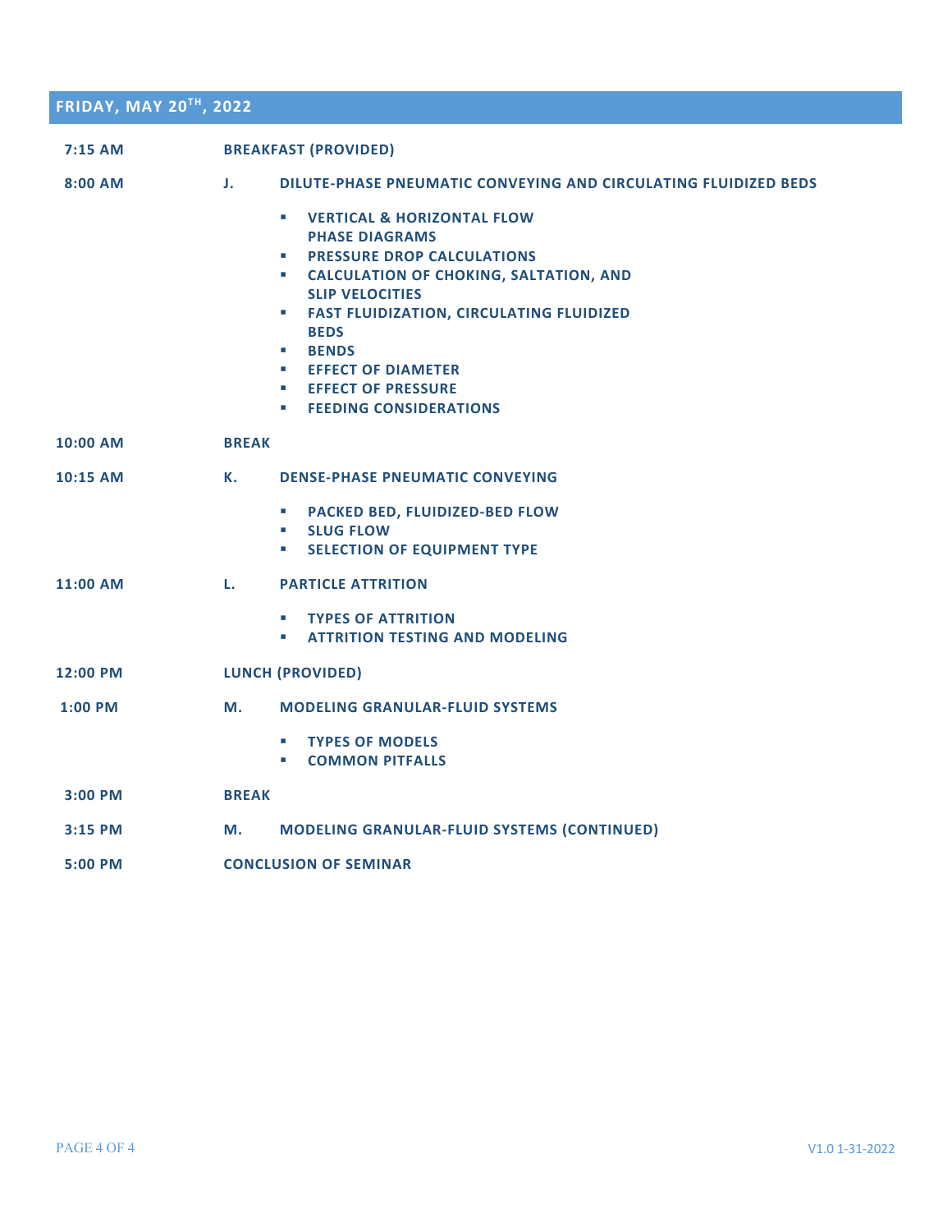## FRIDAY, MAY 20TH, 2022

**7:15 AM** — **BREAKFAST (PROVIDED)**

**8:00 AM** — **J. DILUTE-PHASE PNEUMATIC CONVEYING AND CIRCULATING FLUIDIZED BEDS**

- VERTICAL & HORIZONTAL FLOW PHASE DIAGRAMS
- PRESSURE DROP CALCULATIONS
- CALCULATION OF CHOKING, SALTATION, AND SLIP VELOCITIES
- FAST FLUIDIZATION, CIRCULATING FLUIDIZED BEDS
- BENDS
- EFFECT OF DIAMETER
- EFFECT OF PRESSURE
- FEEDING CONSIDERATIONS

**10:00 AM** — **BREAK**

**10:15 AM** — **K. DENSE-PHASE PNEUMATIC CONVEYING**

- PACKED BED, FLUIDIZED-BED FLOW
- SLUG FLOW
- SELECTION OF EQUIPMENT TYPE

**11:00 AM** — **L. PARTICLE ATTRITION**

- TYPES OF ATTRITION
- ATTRITION TESTING AND MODELING

**12:00 PM** — **LUNCH (PROVIDED)**

**1:00 PM** — **M. MODELING GRANULAR-FLUID SYSTEMS**

- TYPES OF MODELS
- COMMON PITFALLS

**3:00 PM** — **BREAK**

**3:15 PM** — **M. MODELING GRANULAR-FLUID SYSTEMS (CONTINUED)**

**5:00 PM** — **CONCLUSION OF SEMINAR**

V1.0 1-31-2022